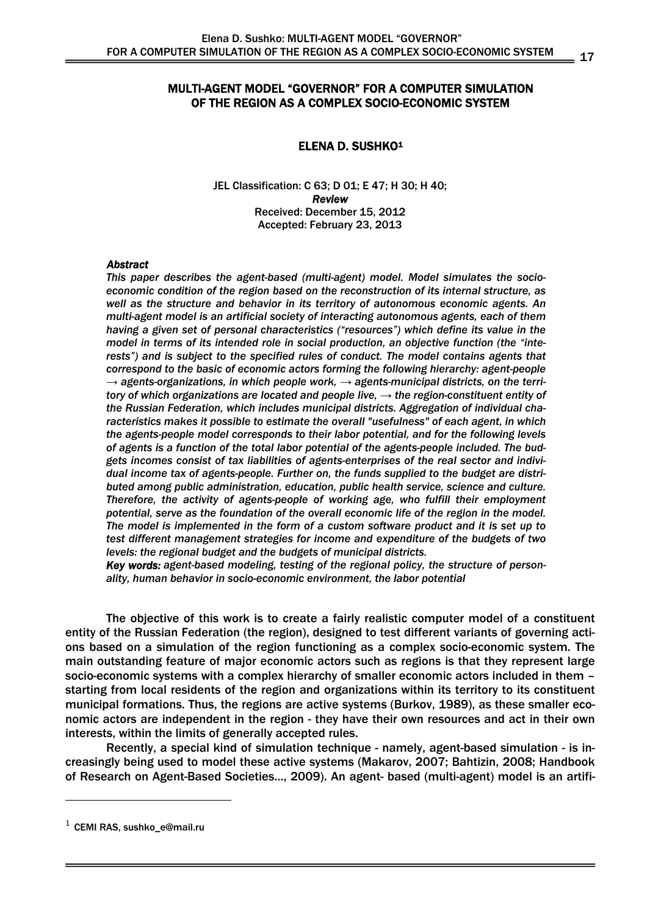# MULTI-AGENT MODEL "GOVERNOR" FOR A COMPUTER SIMULATION OF THE REGION AS A COMPLEX SOCIO-ECONOMIC SYSTEM

**ELENA D. SUSHKO[1]**

JEL Classification: C 63; D 01; E 47; H 30; H 40;
***Review***
Received: December 15, 2012
Accepted: February 23, 2013

***Abstract***

*This paper describes the agent-based (multi-agent) model. Model simulates the socio-economic condition of the region based on the reconstruction of its internal structure, as well as the structure and behavior in its territory of autonomous economic agents. An multi-agent model is an artificial society of interacting autonomous agents, each of them having a given set of personal characteristics ("resources") which define its value in the model in terms of its intended role in social production, an objective function (the "interests") and is subject to the specified rules of conduct. The model contains agents that correspond to the basic of economic actors forming the following hierarchy: agent-people → agents-organizations, in which people work, → agents-municipal districts, on the territory of which organizations are located and people live, → the region-constituent entity of the Russian Federation, which includes municipal districts. Aggregation of individual characteristics makes it possible to estimate the overall "usefulness" of each agent, in which the agents-people model corresponds to their labor potential, and for the following levels of agents is a function of the total labor potential of the agents-people included. The budgets incomes consist of tax liabilities of agents-enterprises of the real sector and individual income tax of agents-people. Further on, the funds supplied to the budget are distributed among public administration, education, public health service, science and culture. Therefore, the activity of agents-people of working age, who fulfill their employment potential, serve as the foundation of the overall economic life of the region in the model. The model is implemented in the form of a custom software product and it is set up to test different management strategies for income and expenditure of the budgets of two levels: the regional budget and the budgets of municipal districts.*

***Key words:*** *agent-based modeling, testing of the regional policy, the structure of personality, human behavior in socio-economic environment, the labor potential*

The objective of this work is to create a fairly realistic computer model of a constituent entity of the Russian Federation (the region), designed to test different variants of governing actions based on a simulation of the region functioning as a complex socio-economic system. The main outstanding feature of major economic actors such as regions is that they represent large socio-economic systems with a complex hierarchy of smaller economic actors included in them – starting from local residents of the region and organizations within its territory to its constituent municipal formations. Thus, the regions are active systems (Burkov, 1989), as these smaller economic actors are independent in the region - they have their own resources and act in their own interests, within the limits of generally accepted rules.

Recently, a special kind of simulation technique - namely, agent-based simulation - is increasingly being used to model these active systems (Makarov, 2007; Bahtizin, 2008; Handbook of Research on Agent-Based Societies..., 2009). An agent- based (multi-agent) model is an artifi-

[1] CEMI RAS, sushko_e@mail.ru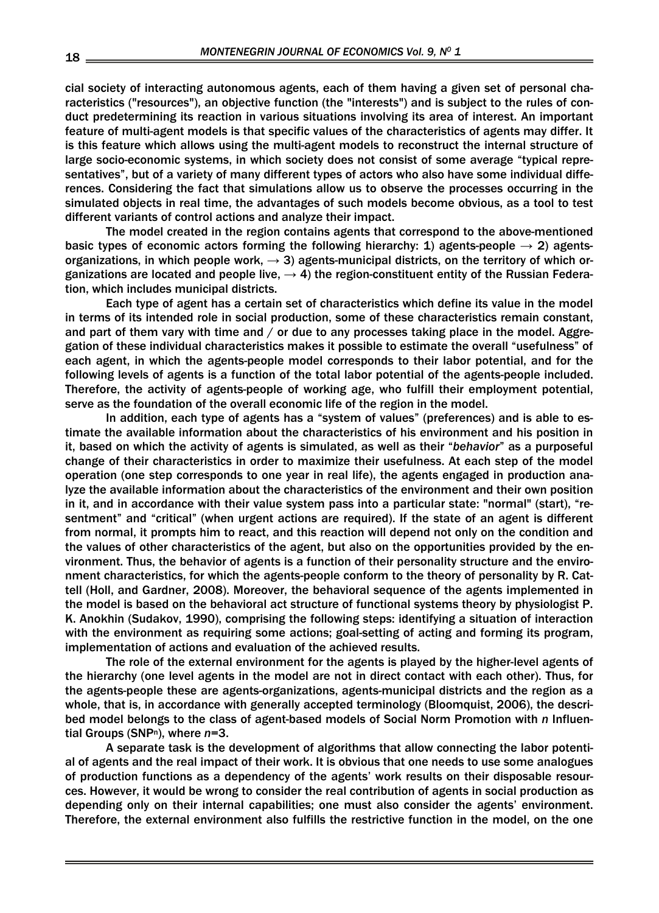cial society of interacting autonomous agents, each of them having a given set of personal characteristics ("resources"), an objective function (the "interests") and is subject to the rules of conduct predetermining its reaction in various situations involving its area of interest. An important feature of multi-agent models is that specific values of the characteristics of agents may differ. It is this feature which allows using the multi-agent models to reconstruct the internal structure of large socio-economic systems, in which society does not consist of some average "typical representatives", but of a variety of many different types of actors who also have some individual differences. Considering the fact that simulations allow us to observe the processes occurring in the simulated objects in real time, the advantages of such models become obvious, as a tool to test different variants of control actions and analyze their impact.

The model created in the region contains agents that correspond to the above-mentioned basic types of economic actors forming the following hierarchy: 1) agents-people → 2) agents-organizations, in which people work, → 3) agents-municipal districts, on the territory of which organizations are located and people live, → 4) the region-constituent entity of the Russian Federation, which includes municipal districts.

Each type of agent has a certain set of characteristics which define its value in the model in terms of its intended role in social production, some of these characteristics remain constant, and part of them vary with time and / or due to any processes taking place in the model. Aggregation of these individual characteristics makes it possible to estimate the overall "usefulness" of each agent, in which the agents-people model corresponds to their labor potential, and for the following levels of agents is a function of the total labor potential of the agents-people included. Therefore, the activity of agents-people of working age, who fulfill their employment potential, serve as the foundation of the overall economic life of the region in the model.

In addition, each type of agents has a "system of values" (preferences) and is able to estimate the available information about the characteristics of his environment and his position in it, based on which the activity of agents is simulated, as well as their "*behavior*" as a purposeful change of their characteristics in order to maximize their usefulness. At each step of the model operation (one step corresponds to one year in real life), the agents engaged in production analyze the available information about the characteristics of the environment and their own position in it, and in accordance with their value system pass into a particular state: "normal" (start), "resentment" and "critical" (when urgent actions are required). If the state of an agent is different from normal, it prompts him to react, and this reaction will depend not only on the condition and the values of other characteristics of the agent, but also on the opportunities provided by the environment. Thus, the behavior of agents is a function of their personality structure and the environment characteristics, for which the agents-people conform to the theory of personality by R. Cattell (Holl, and Gardner, 2008). Moreover, the behavioral sequence of the agents implemented in the model is based on the behavioral act structure of functional systems theory by physiologist P. K. Anokhin (Sudakov, 1990), comprising the following steps: identifying a situation of interaction with the environment as requiring some actions; goal-setting of acting and forming its program, implementation of actions and evaluation of the achieved results.

The role of the external environment for the agents is played by the higher-level agents of the hierarchy (one level agents in the model are not in direct contact with each other). Thus, for the agents-people these are agents-organizations, agents-municipal districts and the region as a whole, that is, in accordance with generally accepted terminology (Bloomquist, 2006), the described model belongs to the class of agent-based models of Social Norm Promotion with *n* Influential Groups ($SNP^n$), where $n=3$.

A separate task is the development of algorithms that allow connecting the labor potential of agents and the real impact of their work. It is obvious that one needs to use some analogues of production functions as a dependency of the agents' work results on their disposable resources. However, it would be wrong to consider the real contribution of agents in social production as depending only on their internal capabilities; one must also consider the agents' environment. Therefore, the external environment also fulfills the restrictive function in the model, on the one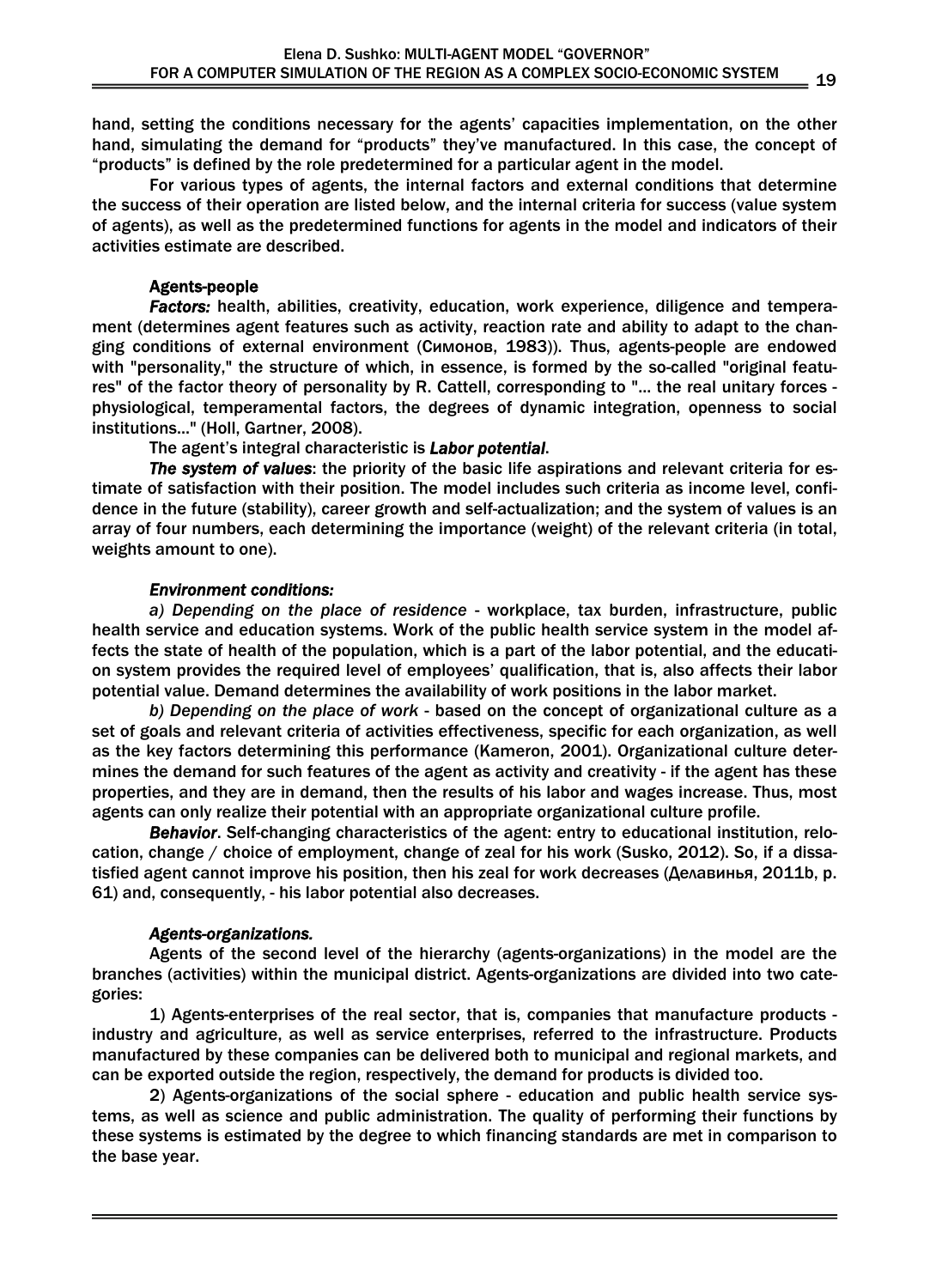hand, setting the conditions necessary for the agents' capacities implementation, on the other hand, simulating the demand for "products" they've manufactured. In this case, the concept of "products" is defined by the role predetermined for a particular agent in the model.

For various types of agents, the internal factors and external conditions that determine the success of their operation are listed below, and the internal criteria for success (value system of agents), as well as the predetermined functions for agents in the model and indicators of their activities estimate are described.

### Agents-people

***Factors:*** health, abilities, creativity, education, work experience, diligence and temperament (determines agent features such as activity, reaction rate and ability to adapt to the changing conditions of external environment (Симонов, 1983)). Thus, agents-people are endowed with "personality," the structure of which, in essence, is formed by the so-called "original features" of the factor theory of personality by R. Cattell, corresponding to "... the real unitary forces - physiological, temperamental factors, the degrees of dynamic integration, openness to social institutions..." (Holl, Gartner, 2008).

The agent's integral characteristic is ***Labor potential***.

***The system of values***: the priority of the basic life aspirations and relevant criteria for estimate of satisfaction with their position. The model includes such criteria as income level, confidence in the future (stability), career growth and self-actualization; and the system of values is an array of four numbers, each determining the importance (weight) of the relevant criteria (in total, weights amount to one).

#### *Environment conditions:*

*a) Depending on the place of residence* - workplace, tax burden, infrastructure, public health service and education systems. Work of the public health service system in the model affects the state of health of the population, which is a part of the labor potential, and the education system provides the required level of employees' qualification, that is, also affects their labor potential value. Demand determines the availability of work positions in the labor market.

*b) Depending on the place of work* - based on the concept of organizational culture as a set of goals and relevant criteria of activities effectiveness, specific for each organization, as well as the key factors determining this performance (Kameron, 2001). Organizational culture determines the demand for such features of the agent as activity and creativity - if the agent has these properties, and they are in demand, then the results of his labor and wages increase. Thus, most agents can only realize their potential with an appropriate organizational culture profile.

***Behavior***. Self-changing characteristics of the agent: entry to educational institution, relocation, change / choice of employment, change of zeal for his work (Susko, 2012). So, if a dissatisfied agent cannot improve his position, then his zeal for work decreases (Делавинья, 2011b, p. 61) and, consequently, - his labor potential also decreases.

#### *Agents-organizations.*

Agents of the second level of the hierarchy (agents-organizations) in the model are the branches (activities) within the municipal district. Agents-organizations are divided into two categories:

1) Agents-enterprises of the real sector, that is, companies that manufacture products - industry and agriculture, as well as service enterprises, referred to the infrastructure. Products manufactured by these companies can be delivered both to municipal and regional markets, and can be exported outside the region, respectively, the demand for products is divided too.

2) Agents-organizations of the social sphere - education and public health service systems, as well as science and public administration. The quality of performing their functions by these systems is estimated by the degree to which financing standards are met in comparison to the base year.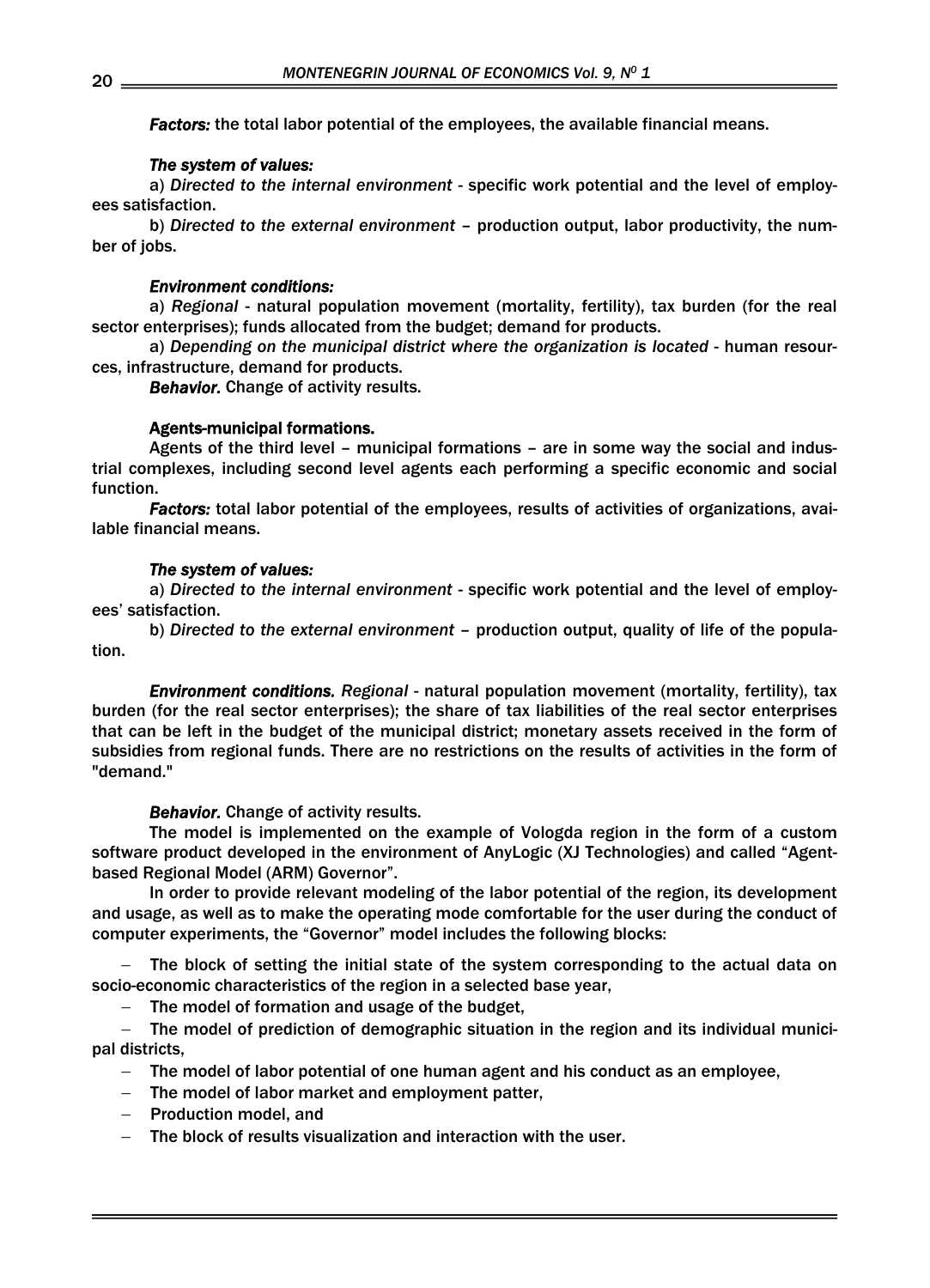***Factors:*** the total labor potential of the employees, the available financial means.

***The system of values:***

a) *Directed to the internal environment* - specific work potential and the level of employees satisfaction.

b) *Directed to the external environment* – production output, labor productivity, the number of jobs.

***Environment conditions:***

a) *Regional* - natural population movement (mortality, fertility), tax burden (for the real sector enterprises); funds allocated from the budget; demand for products.

a) *Depending on the municipal district where the organization is located* - human resources, infrastructure, demand for products.

***Behavior.*** Change of activity results.

**Agents-municipal formations.**

Agents of the third level – municipal formations – are in some way the social and industrial complexes, including second level agents each performing a specific economic and social function.

***Factors:*** total labor potential of the employees, results of activities of organizations, available financial means.

***The system of values:***

a) *Directed to the internal environment* - specific work potential and the level of employees' satisfaction.

b) *Directed to the external environment* – production output, quality of life of the population.

***Environment conditions.*** *Regional* - natural population movement (mortality, fertility), tax burden (for the real sector enterprises); the share of tax liabilities of the real sector enterprises that can be left in the budget of the municipal district; monetary assets received in the form of subsidies from regional funds. There are no restrictions on the results of activities in the form of "demand."

***Behavior.*** Change of activity results.

The model is implemented on the example of Vologda region in the form of a custom software product developed in the environment of AnyLogic (XJ Technologies) and called "Agent-based Regional Model (ARM) Governor".

In order to provide relevant modeling of the labor potential of the region, its development and usage, as well as to make the operating mode comfortable for the user during the conduct of computer experiments, the "Governor" model includes the following blocks:

- The block of setting the initial state of the system corresponding to the actual data on socio-economic characteristics of the region in a selected base year,
- The model of formation and usage of the budget,
- The model of prediction of demographic situation in the region and its individual municipal districts,
- The model of labor potential of one human agent and his conduct as an employee,
- The model of labor market and employment patter,
- Production model, and
- The block of results visualization and interaction with the user.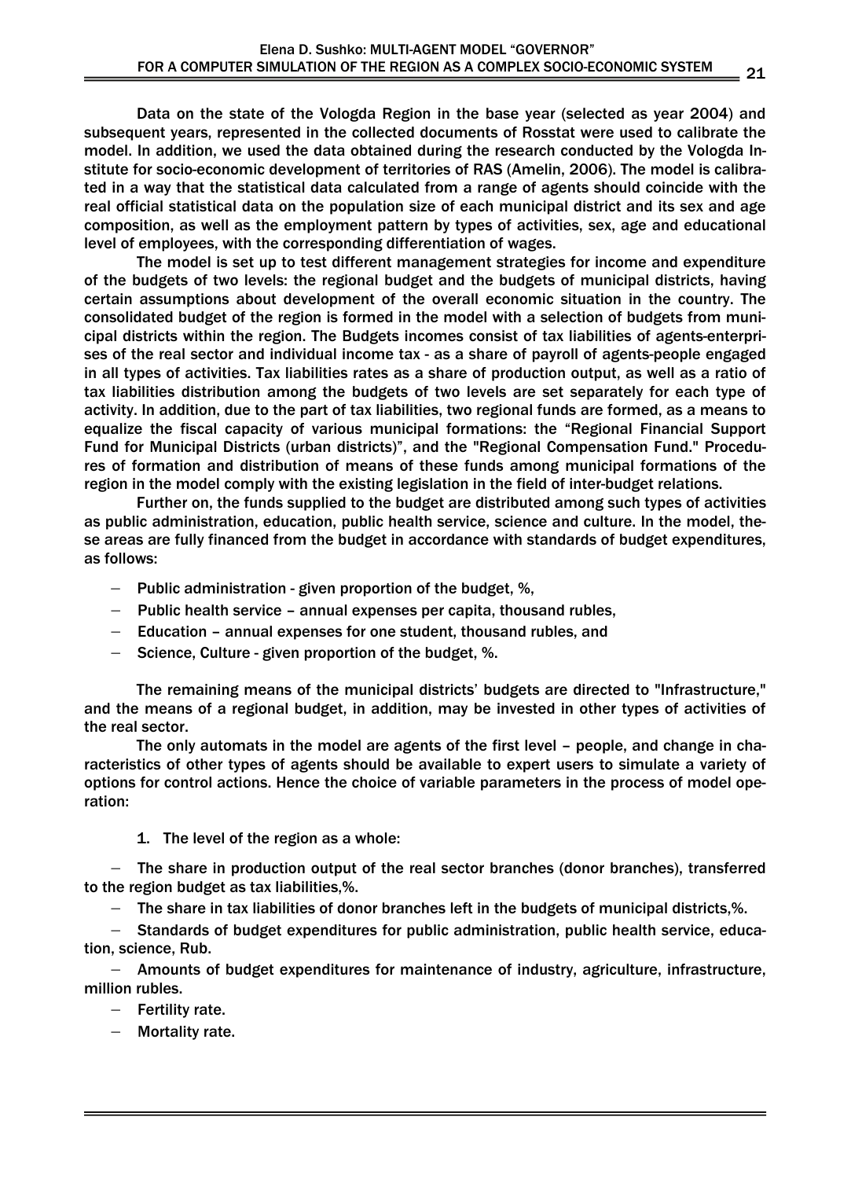Data on the state of the Vologda Region in the base year (selected as year 2004) and subsequent years, represented in the collected documents of Rosstat were used to calibrate the model. In addition, we used the data obtained during the research conducted by the Vologda Institute for socio-economic development of territories of RAS (Amelin, 2006). The model is calibrated in a way that the statistical data calculated from a range of agents should coincide with the real official statistical data on the population size of each municipal district and its sex and age composition, as well as the employment pattern by types of activities, sex, age and educational level of employees, with the corresponding differentiation of wages.

The model is set up to test different management strategies for income and expenditure of the budgets of two levels: the regional budget and the budgets of municipal districts, having certain assumptions about development of the overall economic situation in the country. The consolidated budget of the region is formed in the model with a selection of budgets from municipal districts within the region. The Budgets incomes consist of tax liabilities of agents-enterprises of the real sector and individual income tax - as a share of payroll of agents-people engaged in all types of activities. Tax liabilities rates as a share of production output, as well as a ratio of tax liabilities distribution among the budgets of two levels are set separately for each type of activity. In addition, due to the part of tax liabilities, two regional funds are formed, as a means to equalize the fiscal capacity of various municipal formations: the "Regional Financial Support Fund for Municipal Districts (urban districts)", and the "Regional Compensation Fund." Procedures of formation and distribution of means of these funds among municipal formations of the region in the model comply with the existing legislation in the field of inter-budget relations.

Further on, the funds supplied to the budget are distributed among such types of activities as public administration, education, public health service, science and culture. In the model, these areas are fully financed from the budget in accordance with standards of budget expenditures, as follows:

- Public administration - given proportion of the budget, %,
- Public health service – annual expenses per capita, thousand rubles,
- Education – annual expenses for one student, thousand rubles, and
- Science, Culture - given proportion of the budget, %.

The remaining means of the municipal districts' budgets are directed to "Infrastructure," and the means of a regional budget, in addition, may be invested in other types of activities of the real sector.

The only automats in the model are agents of the first level – people, and change in characteristics of other types of agents should be available to expert users to simulate a variety of options for control actions. Hence the choice of variable parameters in the process of model operation:

1. The level of the region as a whole:

- The share in production output of the real sector branches (donor branches), transferred to the region budget as tax liabilities,%.
- The share in tax liabilities of donor branches left in the budgets of municipal districts,%.
- Standards of budget expenditures for public administration, public health service, education, science, Rub.
- Amounts of budget expenditures for maintenance of industry, agriculture, infrastructure, million rubles.
- Fertility rate.
- Mortality rate.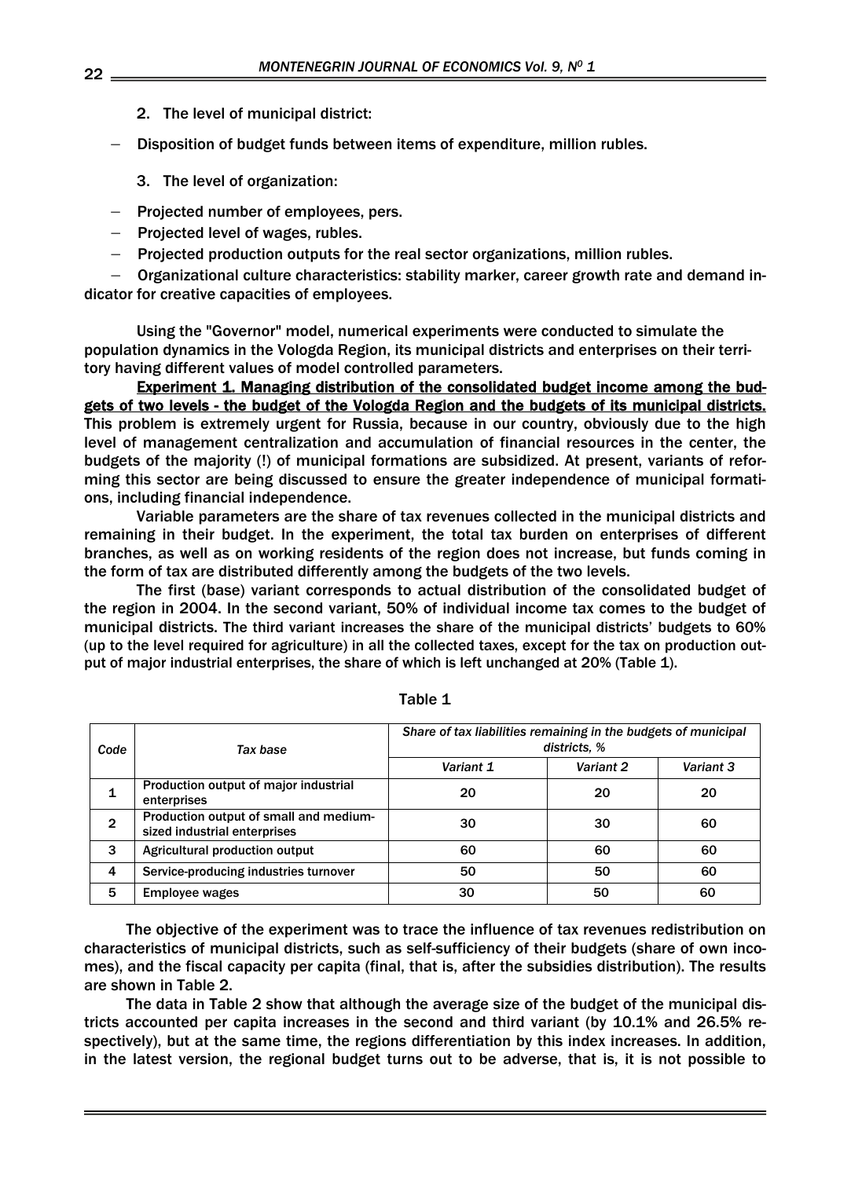2. The level of municipal district:

- Disposition of budget funds between items of expenditure, million rubles.

3. The level of organization:

- Projected number of employees, pers.
- Projected level of wages, rubles.
- Projected production outputs for the real sector organizations, million rubles.
- Organizational culture characteristics: stability marker, career growth rate and demand indicator for creative capacities of employees.

Using the "Governor" model, numerical experiments were conducted to simulate the population dynamics in the Vologda Region, its municipal districts and enterprises on their territory having different values of model controlled parameters.

**Experiment 1. Managing distribution of the consolidated budget income among the budgets of two levels - the budget of the Vologda Region and the budgets of its municipal districts.** This problem is extremely urgent for Russia, because in our country, obviously due to the high level of management centralization and accumulation of financial resources in the center, the budgets of the majority (!) of municipal formations are subsidized. At present, variants of reforming this sector are being discussed to ensure the greater independence of municipal formations, including financial independence.

Variable parameters are the share of tax revenues collected in the municipal districts and remaining in their budget. In the experiment, the total tax burden on enterprises of different branches, as well as on working residents of the region does not increase, but funds coming in the form of tax are distributed differently among the budgets of the two levels.

The first (base) variant corresponds to actual distribution of the consolidated budget of the region in 2004. In the second variant, 50% of individual income tax comes to the budget of municipal districts. The third variant increases the share of the municipal districts' budgets to 60% (up to the level required for agriculture) in all the collected taxes, except for the tax on production output of major industrial enterprises, the share of which is left unchanged at 20% (Table 1).

Table 1

| *Code* | *Tax base* | *Share of tax liabilities remaining in the budgets of municipal districts, %* | | |
|---|---|---|---|---|
| | | *Variant 1* | *Variant 2* | *Variant 3* |
| 1 | Production output of major industrial enterprises | 20 | 20 | 20 |
| 2 | Production output of small and medium-sized industrial enterprises | 30 | 30 | 60 |
| 3 | Agricultural production output | 60 | 60 | 60 |
| 4 | Service-producing industries turnover | 50 | 50 | 60 |
| 5 | Employee wages | 30 | 50 | 60 |

The objective of the experiment was to trace the influence of tax revenues redistribution on characteristics of municipal districts, such as self-sufficiency of their budgets (share of own incomes), and the fiscal capacity per capita (final, that is, after the subsidies distribution). The results are shown in Table 2.

The data in Table 2 show that although the average size of the budget of the municipal districts accounted per capita increases in the second and third variant (by 10.1% and 26.5% respectively), but at the same time, the regions differentiation by this index increases. In addition, in the latest version, the regional budget turns out to be adverse, that is, it is not possible to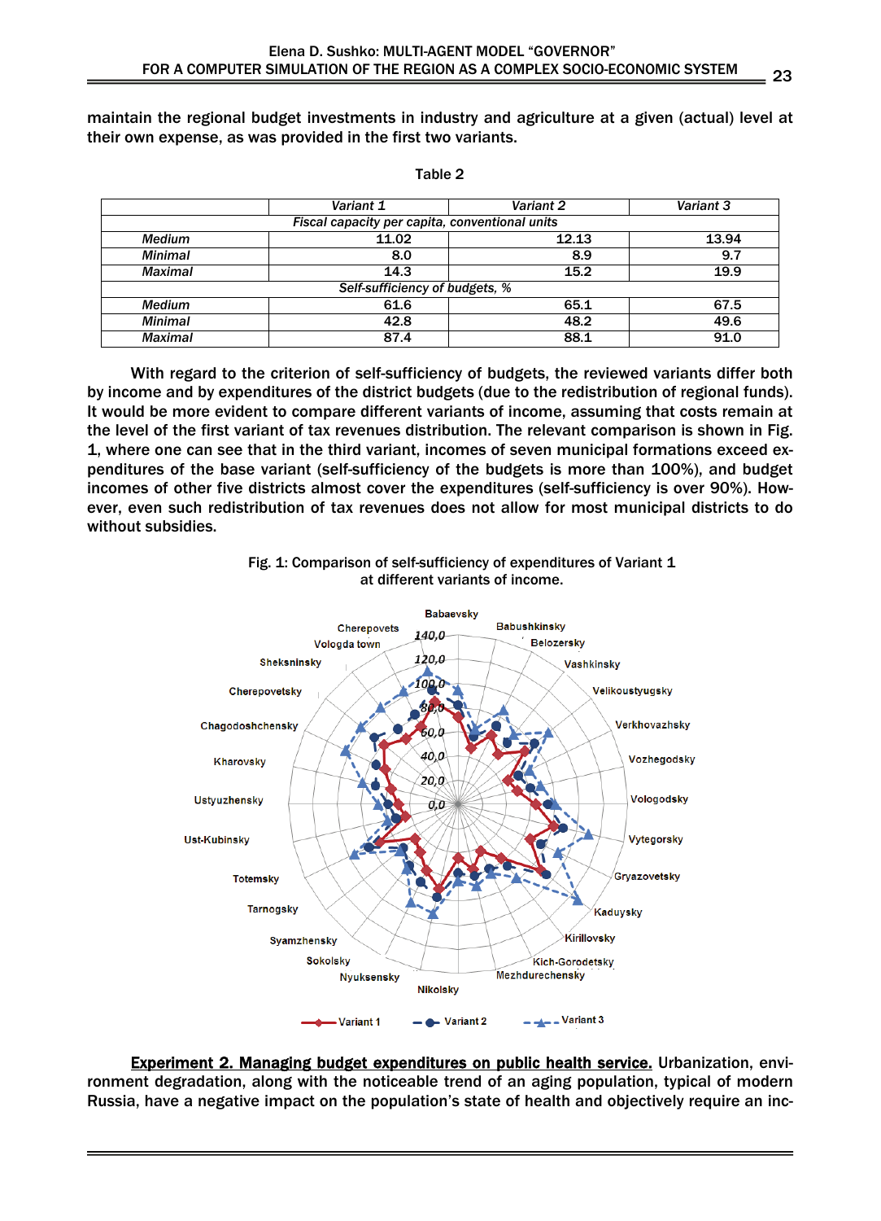maintain the regional budget investments in industry and agriculture at a given (actual) level at their own expense, as was provided in the first two variants.

Table 2

| | *Variant 1* | *Variant 2* | *Variant 3* |
|---|---|---|---|
| *Fiscal capacity per capita, conventional units* | | | |
| *Medium* | 11.02 | 12.13 | 13.94 |
| *Minimal* | 8.0 | 8.9 | 9.7 |
| *Maximal* | 14.3 | 15.2 | 19.9 |
| *Self-sufficiency of budgets, %* | | | |
| *Medium* | 61.6 | 65.1 | 67.5 |
| *Minimal* | 42.8 | 48.2 | 49.6 |
| *Maximal* | 87.4 | 88.1 | 91.0 |

With regard to the criterion of self-sufficiency of budgets, the reviewed variants differ both by income and by expenditures of the district budgets (due to the redistribution of regional funds). It would be more evident to compare different variants of income, assuming that costs remain at the level of the first variant of tax revenues distribution. The relevant comparison is shown in Fig. 1, where one can see that in the third variant, incomes of seven municipal formations exceed expenditures of the base variant (self-sufficiency of the budgets is more than 100%), and budget incomes of other five districts almost cover the expenditures (self-sufficiency is over 90%). However, even such redistribution of tax revenues does not allow for most municipal districts to do without subsidies.

Fig. 1: Comparison of self-sufficiency of expenditures of Variant 1 at different variants of income.

**Experiment 2. Managing budget expenditures on public health service.** Urbanization, environment degradation, along with the noticeable trend of an aging population, typical of modern Russia, have a negative impact on the population's state of health and objectively require an inc-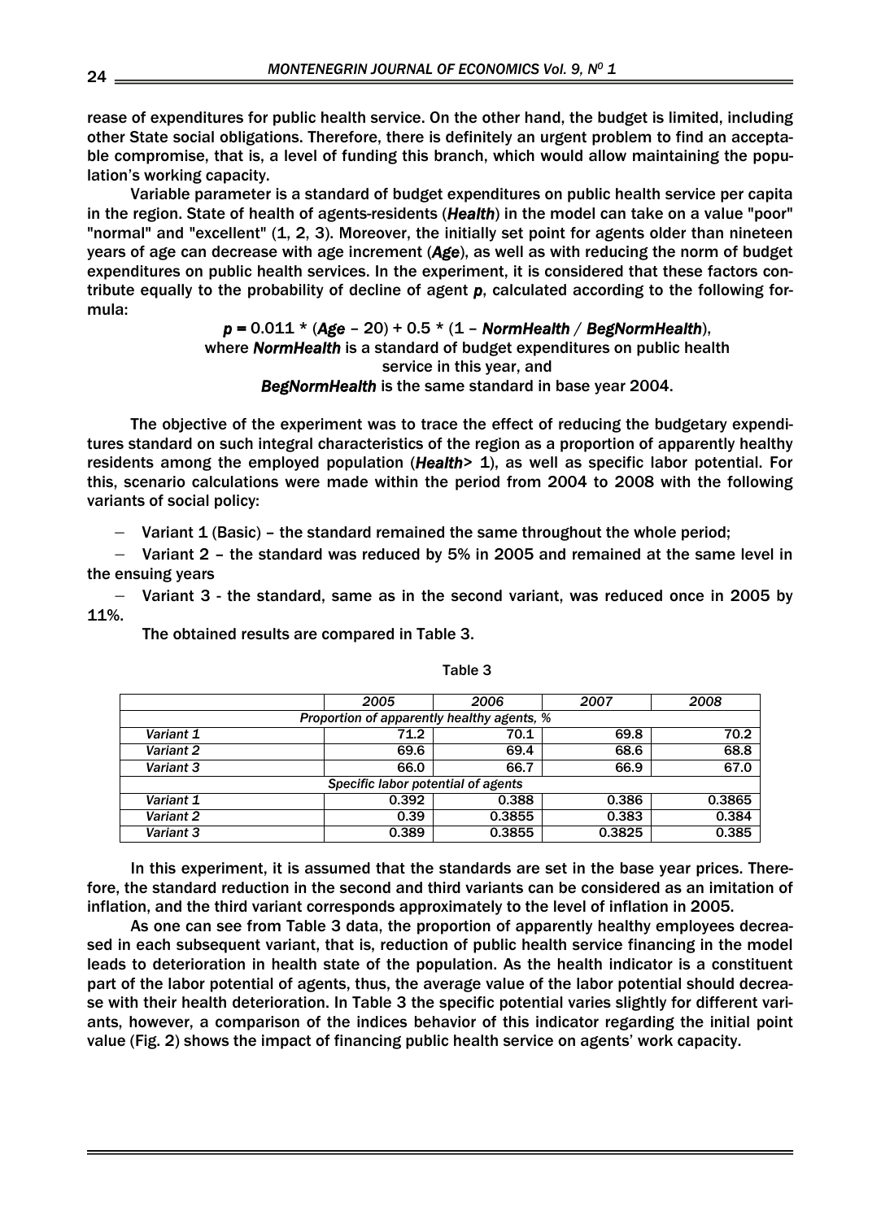rease of expenditures for public health service. On the other hand, the budget is limited, including other State social obligations. Therefore, there is definitely an urgent problem to find an acceptable compromise, that is, a level of funding this branch, which would allow maintaining the population's working capacity.

Variable parameter is a standard of budget expenditures on public health service per capita in the region. State of health of agents-residents (***Health***) in the model can take on a value "poor" "normal" and "excellent" (1, 2, 3). Moreover, the initially set point for agents older than nineteen years of age can decrease with age increment (***Age***), as well as with reducing the norm of budget expenditures on public health services. In the experiment, it is considered that these factors contribute equally to the probability of decline of agent ***p***, calculated according to the following formula:

$$p = 0.011 * (Age - 20) + 0.5 * (1 - NormHealth / BegNormHealth),$$

where ***NormHealth*** is a standard of budget expenditures on public health service in this year, and ***BegNormHealth*** is the same standard in base year 2004.

The objective of the experiment was to trace the effect of reducing the budgetary expenditures standard on such integral characteristics of the region as a proportion of apparently healthy residents among the employed population (***Health***> 1), as well as specific labor potential. For this, scenario calculations were made within the period from 2004 to 2008 with the following variants of social policy:

- Variant 1 (Basic) – the standard remained the same throughout the whole period;
- Variant 2 – the standard was reduced by 5% in 2005 and remained at the same level in the ensuing years
- Variant 3 - the standard, same as in the second variant, was reduced once in 2005 by 11%.

The obtained results are compared in Table 3.

Table 3

| | *2005* | *2006* | *2007* | *2008* |
|---|---|---|---|---|
| *Proportion of apparently healthy agents, %* | | | | |
| *Variant 1* | 71.2 | 70.1 | 69.8 | 70.2 |
| *Variant 2* | 69.6 | 69.4 | 68.6 | 68.8 |
| *Variant 3* | 66.0 | 66.7 | 66.9 | 67.0 |
| *Specific labor potential of agents* | | | | |
| *Variant 1* | 0.392 | 0.388 | 0.386 | 0.3865 |
| *Variant 2* | 0.39 | 0.3855 | 0.383 | 0.384 |
| *Variant 3* | 0.389 | 0.3855 | 0.3825 | 0.385 |

In this experiment, it is assumed that the standards are set in the base year prices. Therefore, the standard reduction in the second and third variants can be considered as an imitation of inflation, and the third variant corresponds approximately to the level of inflation in 2005.

As one can see from Table 3 data, the proportion of apparently healthy employees decreased in each subsequent variant, that is, reduction of public health service financing in the model leads to deterioration in health state of the population. As the health indicator is a constituent part of the labor potential of agents, thus, the average value of the labor potential should decrease with their health deterioration. In Table 3 the specific potential varies slightly for different variants, however, a comparison of the indices behavior of this indicator regarding the initial point value (Fig. 2) shows the impact of financing public health service on agents' work capacity.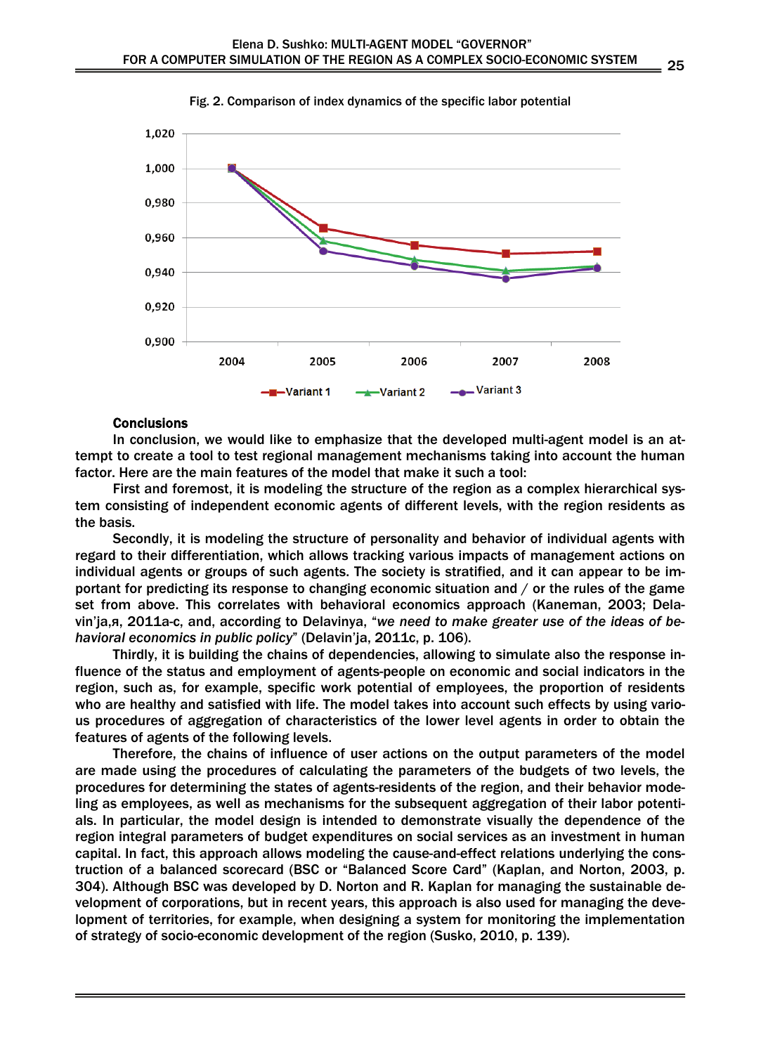Fig. 2. Comparison of index dynamics of the specific labor potential

## Conclusions

In conclusion, we would like to emphasize that the developed multi-agent model is an attempt to create a tool to test regional management mechanisms taking into account the human factor. Here are the main features of the model that make it such a tool:

First and foremost, it is modeling the structure of the region as a complex hierarchical system consisting of independent economic agents of different levels, with the region residents as the basis.

Secondly, it is modeling the structure of personality and behavior of individual agents with regard to their differentiation, which allows tracking various impacts of management actions on individual agents or groups of such agents. The society is stratified, and it can appear to be important for predicting its response to changing economic situation and / or the rules of the game set from above. This correlates with behavioral economics approach (Kaneman, 2003; Delavin'ja,я, 2011a-c, and, according to Delavinya, "*we need to make greater use of the ideas of behavioral economics in public policy*" (Delavin'ja, 2011c, p. 106).

Thirdly, it is building the chains of dependencies, allowing to simulate also the response influence of the status and employment of agents-people on economic and social indicators in the region, such as, for example, specific work potential of employees, the proportion of residents who are healthy and satisfied with life. The model takes into account such effects by using various procedures of aggregation of characteristics of the lower level agents in order to obtain the features of agents of the following levels.

Therefore, the chains of influence of user actions on the output parameters of the model are made using the procedures of calculating the parameters of the budgets of two levels, the procedures for determining the states of agents-residents of the region, and their behavior modeling as employees, as well as mechanisms for the subsequent aggregation of their labor potentials. In particular, the model design is intended to demonstrate visually the dependence of the region integral parameters of budget expenditures on social services as an investment in human capital. In fact, this approach allows modeling the cause-and-effect relations underlying the construction of a balanced scorecard (BSC or "Balanced Score Card" (Kaplan, and Norton, 2003, p. 304). Although BSC was developed by D. Norton and R. Kaplan for managing the sustainable development of corporations, but in recent years, this approach is also used for managing the development of territories, for example, when designing a system for monitoring the implementation of strategy of socio-economic development of the region (Susko, 2010, p. 139).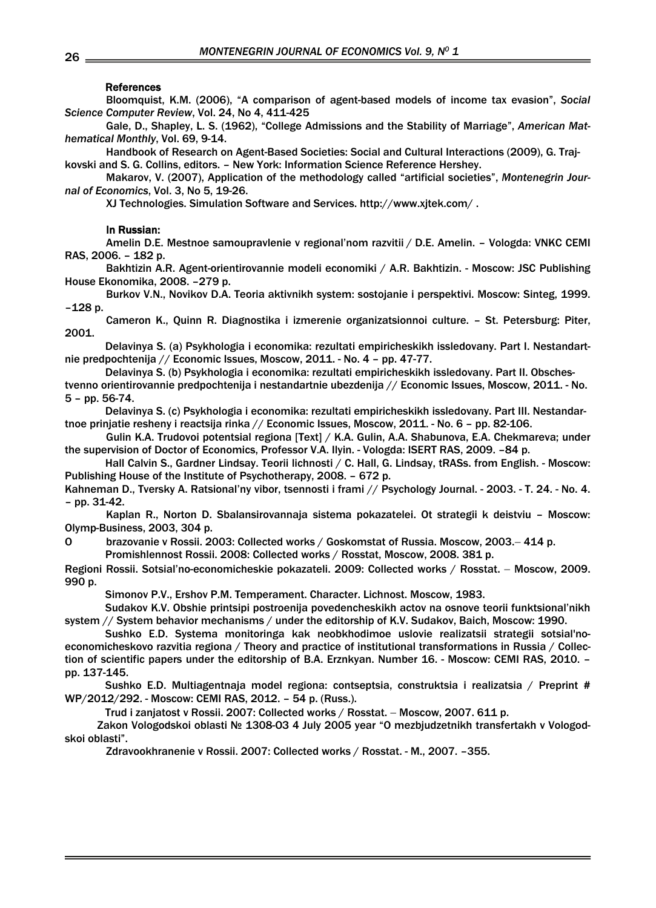### References

Bloomquist, K.M. (2006), "A comparison of agent-based models of income tax evasion", *Social Science Computer Review*, Vol. 24, No 4, 411-425

Gale, D., Shapley, L. S. (1962), "College Admissions and the Stability of Marriage", *American Mathematical Monthly*, Vol. 69, 9-14.

Handbook of Research on Agent-Based Societies: Social and Cultural Interactions (2009), G. Trajkovski and S. G. Collins, editors. – New York: Information Science Reference Hershey.

Makarov, V. (2007), Application of the methodology called "artificial societies", *Montenegrin Journal of Economics*, Vol. 3, No 5, 19-26.

XJ Technologies. Simulation Software and Services. http://www.xjtek.com/ .

### In Russian:

Amelin D.E. Mestnoe samoupravlenie v regional'nom razvitii / D.E. Amelin. – Vologda: VNKC CEMI RAS, 2006. – 182 p.

Bakhtizin A.R. Agent-orientirovannie modeli ekonomiki / A.R. Bakhtizin. - Moscow: JSC Publishing House Ekonomika, 2008. –279 p.

Burkov V.N., Novikov D.A. Teoria aktivnikh system: sostojanie i perspektivi. Moscow: Sinteg, 1999. –128 p.

Cameron K., Quinn R. Diagnostika i izmerenie organizatsionnoi culture. – St. Petersburg: Piter, 2001.

Delavinya S. (a) Psykhologia i economika: rezultati empiricheskikh issledovany. Part I. Nestandartnie predpochtenija // Economic Issues, Moscow, 2011. - No. 4 – pp. 47-77.

Delavinya S. (b) Psykhologia i economika: rezultati empiricheskikh issledovany. Part II. Obschestvenno orientirovannie predpochtenija i nestandartnie ubezdenija // Economic Issues, Moscow, 2011. - No. 5 – pp. 56-74.

Delavinya S. (c) Psykhologia i economika: rezultati empiricheskikh issledovany. Part III. Nestandartnoe prinjatie resheny i reactsija rinka // Economic Issues, Moscow, 2011. - No. 6 – pp. 82-106.

Gulin K.A. Trudovoi potentsial regiona [Text] / K.A. Gulin, A.A. Shabunova, E.A. Chekmareva; under the supervision of Doctor of Economics, Professor V.A. Ilyin. - Vologda: ISERT RAS, 2009. –84 p.

Hall Calvin S., Gardner Lindsay. Teorii lichnosti / C. Hall, G. Lindsay, tRASs. from English. - Moscow: Publishing House of the Institute of Psychotherapy, 2008. – 672 p.

Kahneman D., Tversky A. Ratsional'ny vibor, tsennosti i frami // Psychology Journal. - 2003. - T. 24. - No. 4. – pp. 31-42.

Kaplan R., Norton D. Sbalansirovannaja sistema pokazatelei. Ot strategii k deistviu – Moscow: Olymp-Business, 2003, 304 p.

O brazovanie v Rossii. 2003: Collected works / Goskomstat of Russia. Moscow, 2003.– 414 p.

Promishlennost Rossii. 2008: Collected works / Rosstat, Moscow, 2008. 381 p.

Regioni Rossii. Sotsial'no-economicheskie pokazateli. 2009: Collected works / Rosstat. – Moscow, 2009. 990 p.

Simonov P.V., Ershov P.M. Temperament. Character. Lichnost. Moscow, 1983.

Sudakov K.V. Obshie printsipi postroenija povedencheskikh actov na osnove teorii funktsional'nikh system // System behavior mechanisms / under the editorship of K.V. Sudakov, Baich, Moscow: 1990.

Sushko E.D. Systema monitoringa kak neobkhodimoe uslovie realizatsii strategii sotsial'no-economicheskovo razvitia regiona / Theory and practice of institutional transformations in Russia / Collection of scientific papers under the editorship of B.A. Erznkyan. Number 16. - Moscow: CEMI RAS, 2010. – pp. 137-145.

Sushko E.D. Multiagentnaja model regiona: contseptsia, construktsia i realizatsia / Preprint # WP/2012/292. - Moscow: CEMI RAS, 2012. – 54 p. (Russ.).

Trud i zanjatost v Rossii. 2007: Collected works / Rosstat. – Moscow, 2007. 611 p.

Zakon Vologodskoi oblasti № 1308-03 4 July 2005 year "O mezbjudzetnikh transfertakh v Vologodskoi oblasti".

Zdravookhranenie v Rossii. 2007: Collected works / Rosstat. - M., 2007. –355.